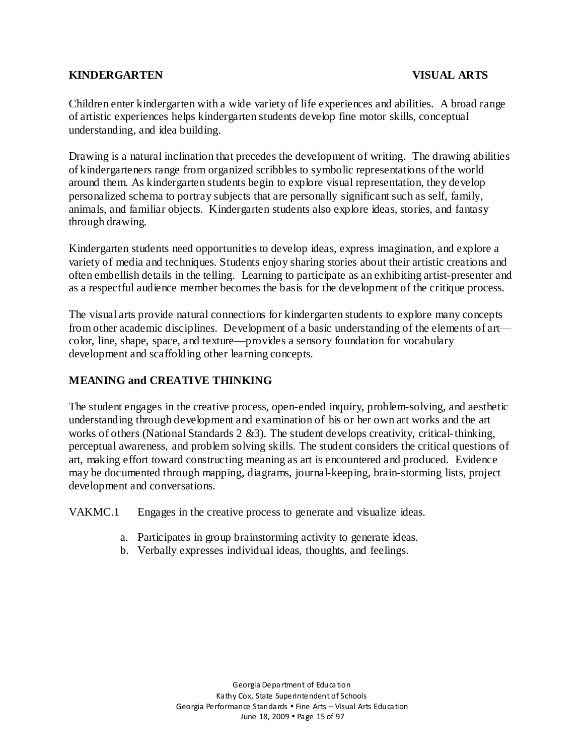**KINDERGARTEN** **VISUAL ARTS**

Children enter kindergarten with a wide variety of life experiences and abilities. A broad range of artistic experiences helps kindergarten students develop fine motor skills, conceptual understanding, and idea building.

Drawing is a natural inclination that precedes the development of writing. The drawing abilities of kindergarteners range from organized scribbles to symbolic representations of the world around them. As kindergarten students begin to explore visual representation, they develop personalized schema to portray subjects that are personally significant such as self, family, animals, and familiar objects. Kindergarten students also explore ideas, stories, and fantasy through drawing.

Kindergarten students need opportunities to develop ideas, express imagination, and explore a variety of media and techniques. Students enjoy sharing stories about their artistic creations and often embellish details in the telling. Learning to participate as an exhibiting artist-presenter and as a respectful audience member becomes the basis for the development of the critique process.

The visual arts provide natural connections for kindergarten students to explore many concepts from other academic disciplines. Development of a basic understanding of the elements of art—color, line, shape, space, and texture—provides a sensory foundation for vocabulary development and scaffolding other learning concepts.

## MEANING and CREATIVE THINKING

The student engages in the creative process, open-ended inquiry, problem-solving, and aesthetic understanding through development and examination of his or her own art works and the art works of others (National Standards 2 &3). The student develops creativity, critical-thinking, perceptual awareness, and problem solving skills. The student considers the critical questions of art, making effort toward constructing meaning as art is encountered and produced. Evidence may be documented through mapping, diagrams, journal-keeping, brain-storming lists, project development and conversations.

VAKMC.1 Engages in the creative process to generate and visualize ideas.

a. Participates in group brainstorming activity to generate ideas.
b. Verbally expresses individual ideas, thoughts, and feelings.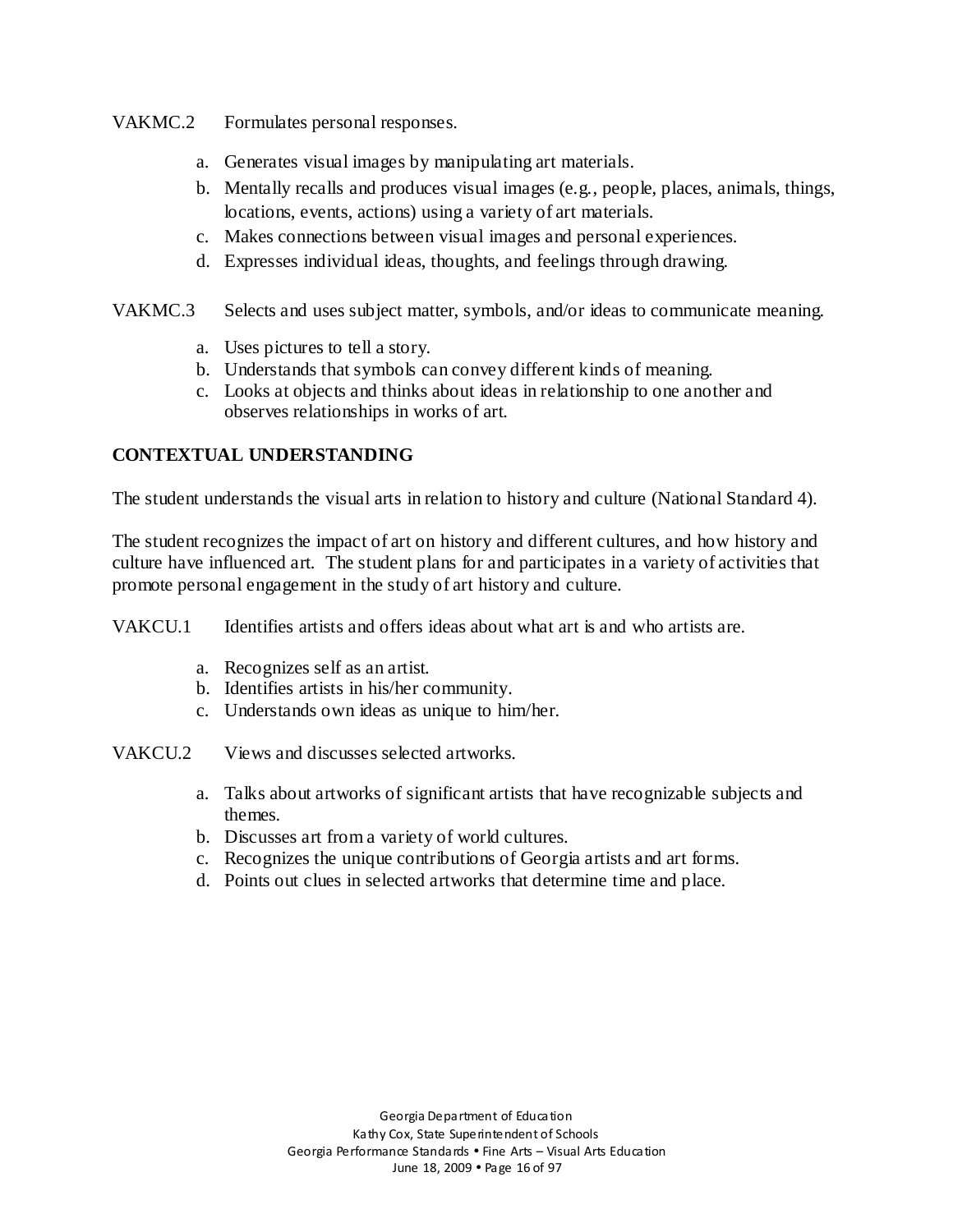VAKMC.2 Formulates personal responses.

a. Generates visual images by manipulating art materials.
b. Mentally recalls and produces visual images (e.g., people, places, animals, things, locations, events, actions) using a variety of art materials.
c. Makes connections between visual images and personal experiences.
d. Expresses individual ideas, thoughts, and feelings through drawing.

VAKMC.3 Selects and uses subject matter, symbols, and/or ideas to communicate meaning.

a. Uses pictures to tell a story.
b. Understands that symbols can convey different kinds of meaning.
c. Looks at objects and thinks about ideas in relationship to one another and observes relationships in works of art.

**CONTEXTUAL UNDERSTANDING**

The student understands the visual arts in relation to history and culture (National Standard 4).

The student recognizes the impact of art on history and different cultures, and how history and culture have influenced art. The student plans for and participates in a variety of activities that promote personal engagement in the study of art history and culture.

VAKCU.1 Identifies artists and offers ideas about what art is and who artists are.

a. Recognizes self as an artist.
b. Identifies artists in his/her community.
c. Understands own ideas as unique to him/her.

VAKCU.2 Views and discusses selected artworks.

a. Talks about artworks of significant artists that have recognizable subjects and themes.
b. Discusses art from a variety of world cultures.
c. Recognizes the unique contributions of Georgia artists and art forms.
d. Points out clues in selected artworks that determine time and place.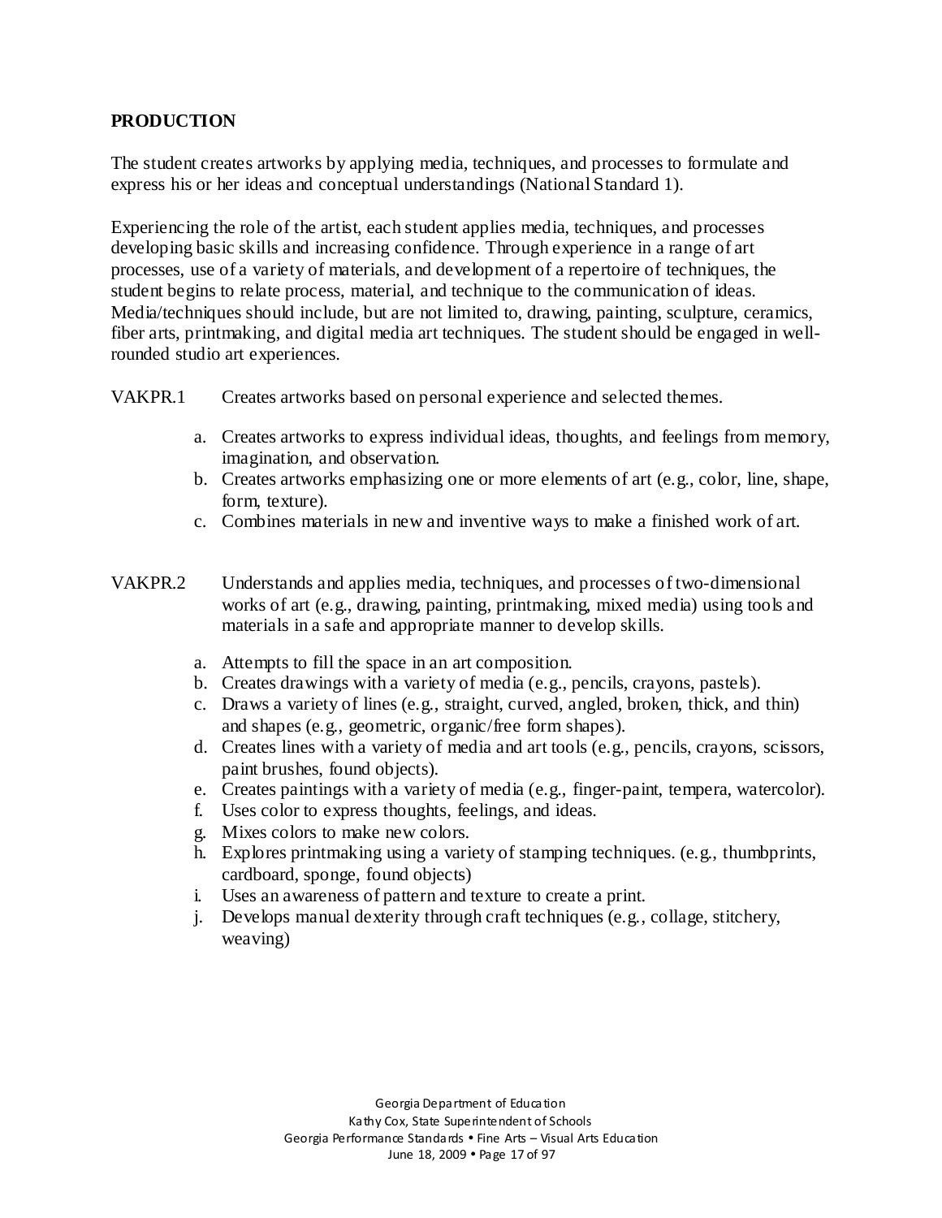## PRODUCTION

The student creates artworks by applying media, techniques, and processes to formulate and express his or her ideas and conceptual understandings (National Standard 1).

Experiencing the role of the artist, each student applies media, techniques, and processes developing basic skills and increasing confidence. Through experience in a range of art processes, use of a variety of materials, and development of a repertoire of techniques, the student begins to relate process, material, and technique to the communication of ideas. Media/techniques should include, but are not limited to, drawing, painting, sculpture, ceramics, fiber arts, printmaking, and digital media art techniques. The student should be engaged in well-rounded studio art experiences.

VAKPR.1 Creates artworks based on personal experience and selected themes.

a. Creates artworks to express individual ideas, thoughts, and feelings from memory, imagination, and observation.
b. Creates artworks emphasizing one or more elements of art (e.g., color, line, shape, form, texture).
c. Combines materials in new and inventive ways to make a finished work of art.

VAKPR.2 Understands and applies media, techniques, and processes of two-dimensional works of art (e.g., drawing, painting, printmaking, mixed media) using tools and materials in a safe and appropriate manner to develop skills.

a. Attempts to fill the space in an art composition.
b. Creates drawings with a variety of media (e.g., pencils, crayons, pastels).
c. Draws a variety of lines (e.g., straight, curved, angled, broken, thick, and thin) and shapes (e.g., geometric, organic/free form shapes).
d. Creates lines with a variety of media and art tools (e.g., pencils, crayons, scissors, paint brushes, found objects).
e. Creates paintings with a variety of media (e.g., finger-paint, tempera, watercolor).
f. Uses color to express thoughts, feelings, and ideas.
g. Mixes colors to make new colors.
h. Explores printmaking using a variety of stamping techniques. (e.g., thumbprints, cardboard, sponge, found objects)
i. Uses an awareness of pattern and texture to create a print.
j. Develops manual dexterity through craft techniques (e.g., collage, stitchery, weaving)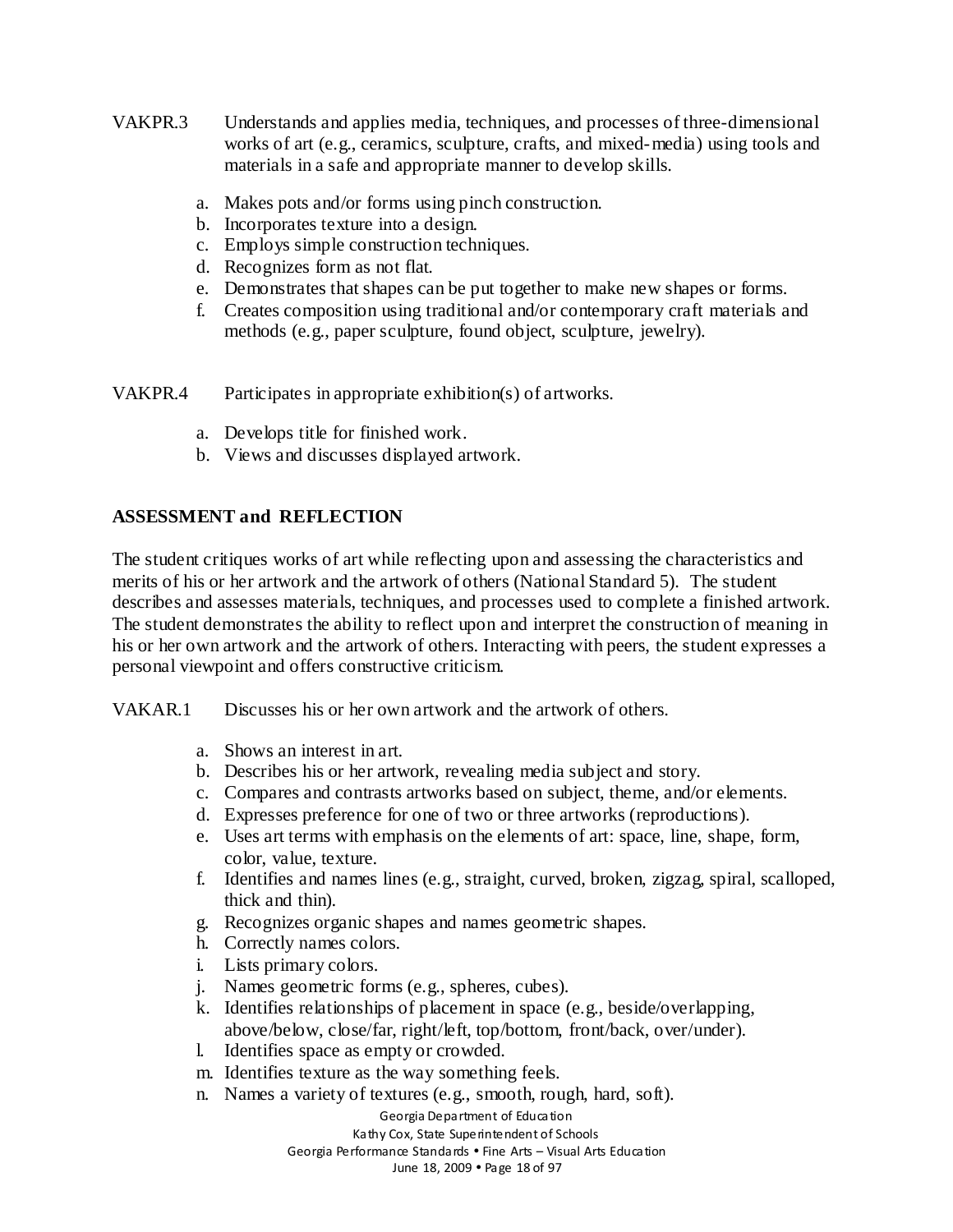VAKPR.3 Understands and applies media, techniques, and processes of three-dimensional works of art (e.g., ceramics, sculpture, crafts, and mixed-media) using tools and materials in a safe and appropriate manner to develop skills.

a. Makes pots and/or forms using pinch construction.
b. Incorporates texture into a design.
c. Employs simple construction techniques.
d. Recognizes form as not flat.
e. Demonstrates that shapes can be put together to make new shapes or forms.
f. Creates composition using traditional and/or contemporary craft materials and methods (e.g., paper sculpture, found object, sculpture, jewelry).

VAKPR.4 Participates in appropriate exhibition(s) of artworks.

a. Develops title for finished work.
b. Views and discusses displayed artwork.

## ASSESSMENT and REFLECTION

The student critiques works of art while reflecting upon and assessing the characteristics and merits of his or her artwork and the artwork of others (National Standard 5). The student describes and assesses materials, techniques, and processes used to complete a finished artwork. The student demonstrates the ability to reflect upon and interpret the construction of meaning in his or her own artwork and the artwork of others. Interacting with peers, the student expresses a personal viewpoint and offers constructive criticism.

VAKAR.1 Discusses his or her own artwork and the artwork of others.

a. Shows an interest in art.
b. Describes his or her artwork, revealing media subject and story.
c. Compares and contrasts artworks based on subject, theme, and/or elements.
d. Expresses preference for one of two or three artworks (reproductions).
e. Uses art terms with emphasis on the elements of art: space, line, shape, form, color, value, texture.
f. Identifies and names lines (e.g., straight, curved, broken, zigzag, spiral, scalloped, thick and thin).
g. Recognizes organic shapes and names geometric shapes.
h. Correctly names colors.
i. Lists primary colors.
j. Names geometric forms (e.g., spheres, cubes).
k. Identifies relationships of placement in space (e.g., beside/overlapping, above/below, close/far, right/left, top/bottom, front/back, over/under).
l. Identifies space as empty or crowded.
m. Identifies texture as the way something feels.
n. Names a variety of textures (e.g., smooth, rough, hard, soft).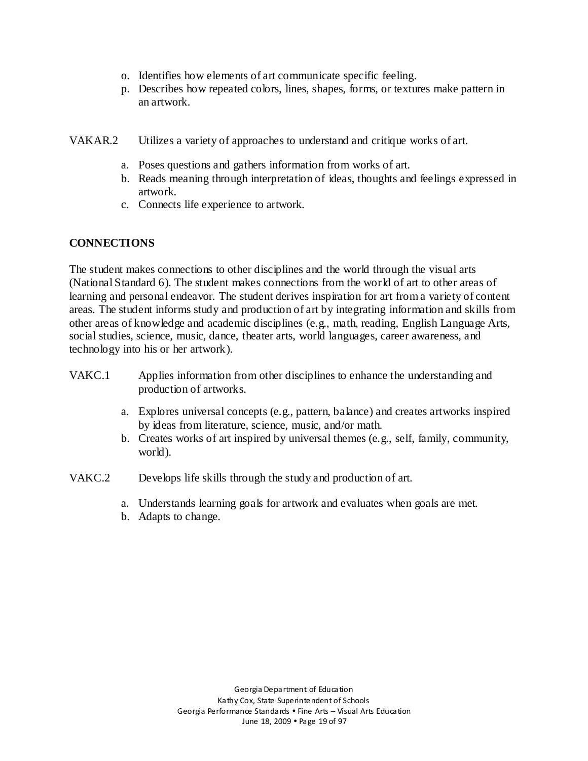o. Identifies how elements of art communicate specific feeling.
p. Describes how repeated colors, lines, shapes, forms, or textures make pattern in an artwork.

VAKAR.2 Utilizes a variety of approaches to understand and critique works of art.

a. Poses questions and gathers information from works of art.
b. Reads meaning through interpretation of ideas, thoughts and feelings expressed in artwork.
c. Connects life experience to artwork.

**CONNECTIONS**

The student makes connections to other disciplines and the world through the visual arts (National Standard 6). The student makes connections from the world of art to other areas of learning and personal endeavor. The student derives inspiration for art from a variety of content areas. The student informs study and production of art by integrating information and skills from other areas of knowledge and academic disciplines (e.g., math, reading, English Language Arts, social studies, science, music, dance, theater arts, world languages, career awareness, and technology into his or her artwork).

VAKC.1 Applies information from other disciplines to enhance the understanding and production of artworks.

a. Explores universal concepts (e.g., pattern, balance) and creates artworks inspired by ideas from literature, science, music, and/or math.
b. Creates works of art inspired by universal themes (e.g., self, family, community, world).

VAKC.2 Develops life skills through the study and production of art.

a. Understands learning goals for artwork and evaluates when goals are met.
b. Adapts to change.